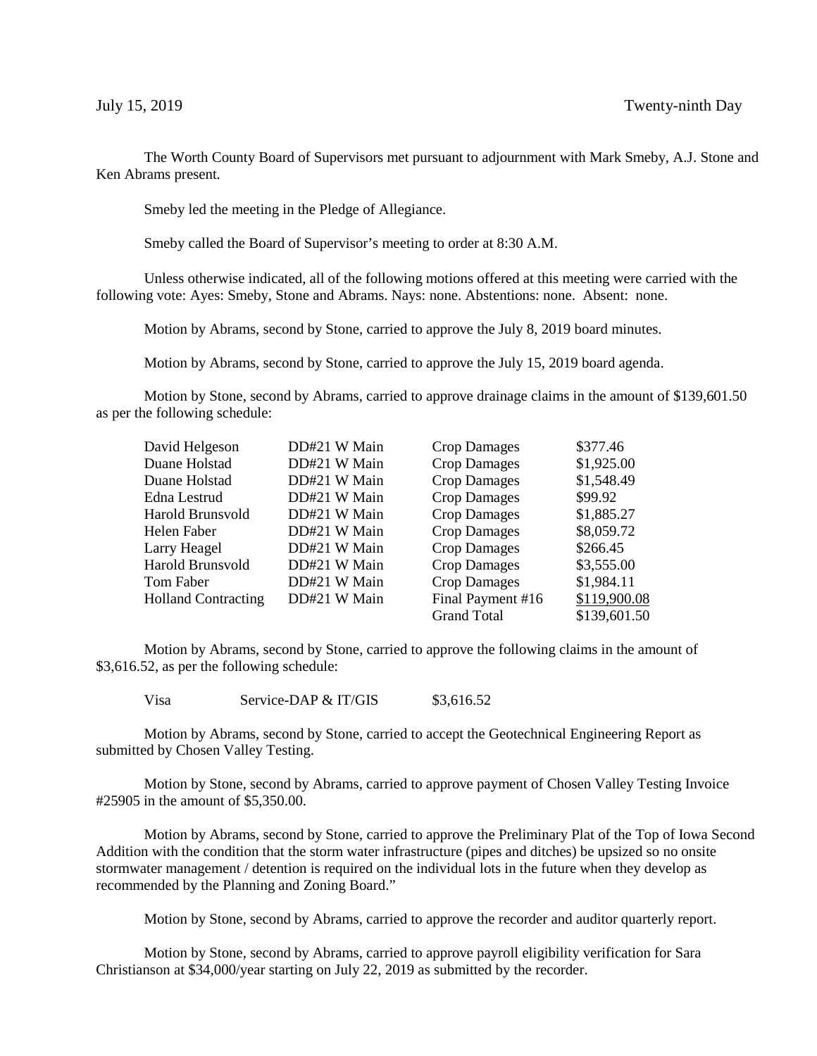July 15, 2019 Twenty-ninth Day

The Worth County Board of Supervisors met pursuant to adjournment with Mark Smeby, A.J. Stone and Ken Abrams present.

Smeby led the meeting in the Pledge of Allegiance.

Smeby called the Board of Supervisor's meeting to order at 8:30 A.M.

Unless otherwise indicated, all of the following motions offered at this meeting were carried with the following vote: Ayes: Smeby, Stone and Abrams. Nays: none. Abstentions: none. Absent: none.

Motion by Abrams, second by Stone, carried to approve the July 8, 2019 board minutes.

Motion by Abrams, second by Stone, carried to approve the July 15, 2019 board agenda.

Motion by Stone, second by Abrams, carried to approve drainage claims in the amount of $139,601.50 as per the following schedule:

| | | | |
|---|---|---|---|
| David Helgeson | DD#21 W Main | Crop Damages | $377.46 |
| Duane Holstad | DD#21 W Main | Crop Damages | $1,925.00 |
| Duane Holstad | DD#21 W Main | Crop Damages | $1,548.49 |
| Edna Lestrud | DD#21 W Main | Crop Damages | $99.92 |
| Harold Brunsvold | DD#21 W Main | Crop Damages | $1,885.27 |
| Helen Faber | DD#21 W Main | Crop Damages | $8,059.72 |
| Larry Heagel | DD#21 W Main | Crop Damages | $266.45 |
| Harold Brunsvold | DD#21 W Main | Crop Damages | $3,555.00 |
| Tom Faber | DD#21 W Main | Crop Damages | $1,984.11 |
| Holland Contracting | DD#21 W Main | Final Payment #16 | $119,900.08 |
| | | Grand Total | $139,601.50 |

Motion by Abrams, second by Stone, carried to approve the following claims in the amount of $3,616.52, as per the following schedule:

| | | |
|---|---|---|
| Visa | Service-DAP & IT/GIS | $3,616.52 |

Motion by Abrams, second by Stone, carried to accept the Geotechnical Engineering Report as submitted by Chosen Valley Testing.

Motion by Stone, second by Abrams, carried to approve payment of Chosen Valley Testing Invoice #25905 in the amount of $5,350.00.

Motion by Abrams, second by Stone, carried to approve the Preliminary Plat of the Top of Iowa Second Addition with the condition that the storm water infrastructure (pipes and ditches) be upsized so no onsite stormwater management / detention is required on the individual lots in the future when they develop as recommended by the Planning and Zoning Board."

Motion by Stone, second by Abrams, carried to approve the recorder and auditor quarterly report.

Motion by Stone, second by Abrams, carried to approve payroll eligibility verification for Sara Christianson at $34,000/year starting on July 22, 2019 as submitted by the recorder.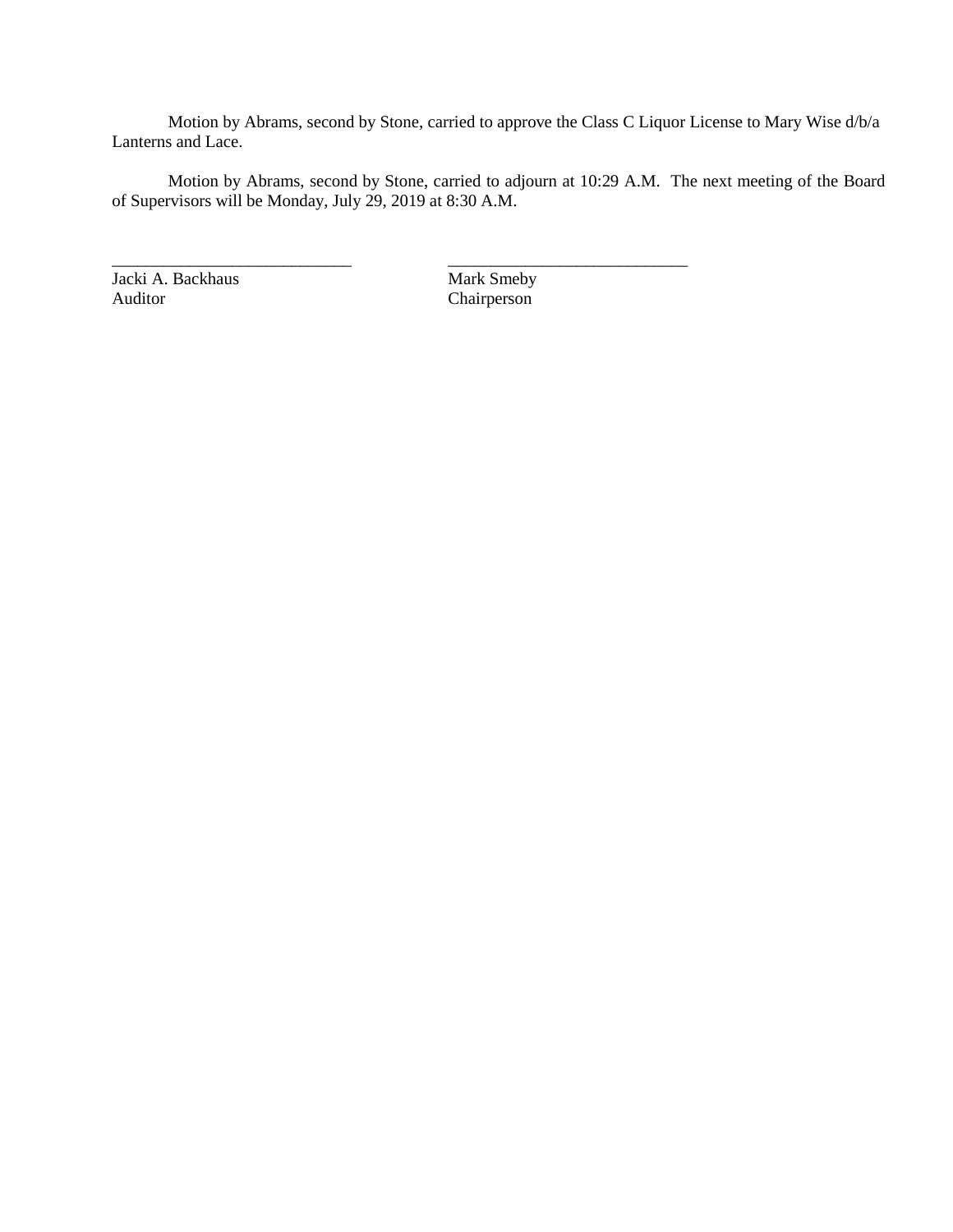Motion by Abrams, second by Stone, carried to approve the Class C Liquor License to Mary Wise d/b/a Lanterns and Lace.

Motion by Abrams, second by Stone, carried to adjourn at 10:29 A.M. The next meeting of the Board of Supervisors will be Monday, July 29, 2019 at 8:30 A.M.

| | |
|---|---|
| _____________________________ | _____________________________ |
| Jacki A. Backhaus | Mark Smeby |
| Auditor | Chairperson |